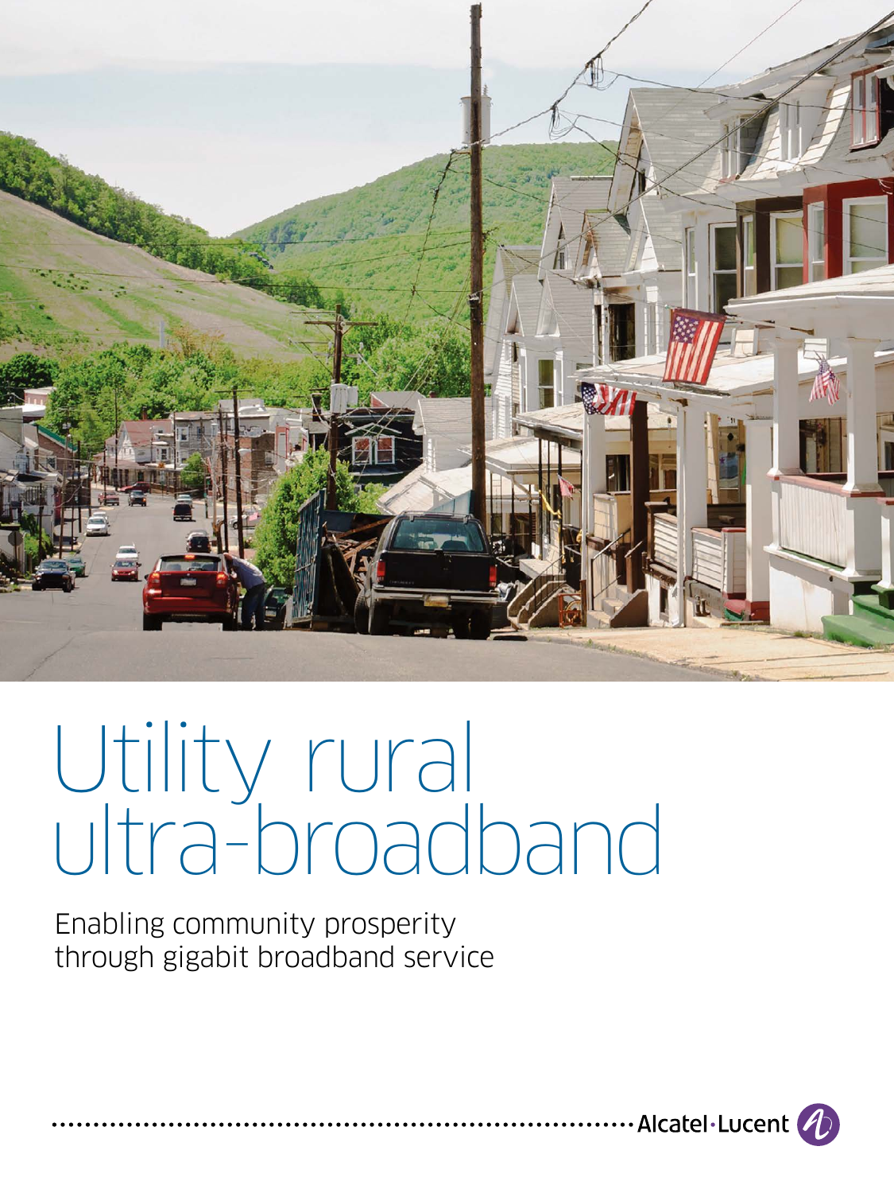# Utility rural ultra-broadband

Enabling community prosperity through gigabit broadband service

Alcatel·Lucent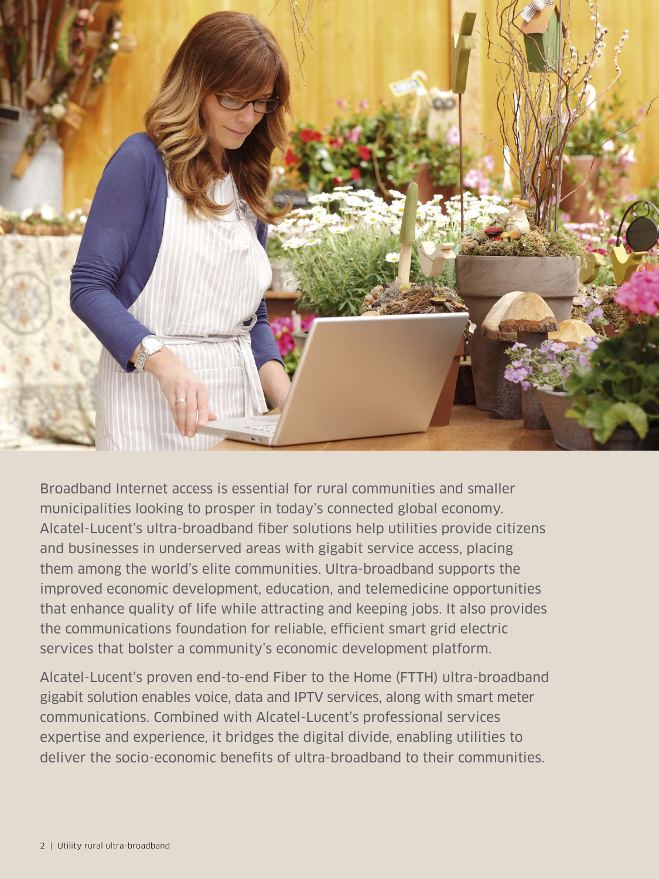Broadband Internet access is essential for rural communities and smaller municipalities looking to prosper in today's connected global economy. Alcatel-Lucent's ultra-broadband fiber solutions help utilities provide citizens and businesses in underserved areas with gigabit service access, placing them among the world's elite communities. Ultra-broadband supports the improved economic development, education, and telemedicine opportunities that enhance quality of life while attracting and keeping jobs. It also provides the communications foundation for reliable, efficient smart grid electric services that bolster a community's economic development platform.

Alcatel-Lucent's proven end-to-end Fiber to the Home (FTTH) ultra-broadband gigabit solution enables voice, data and IPTV services, along with smart meter communications. Combined with Alcatel-Lucent's professional services expertise and experience, it bridges the digital divide, enabling utilities to deliver the socio-economic benefits of ultra-broadband to their communities.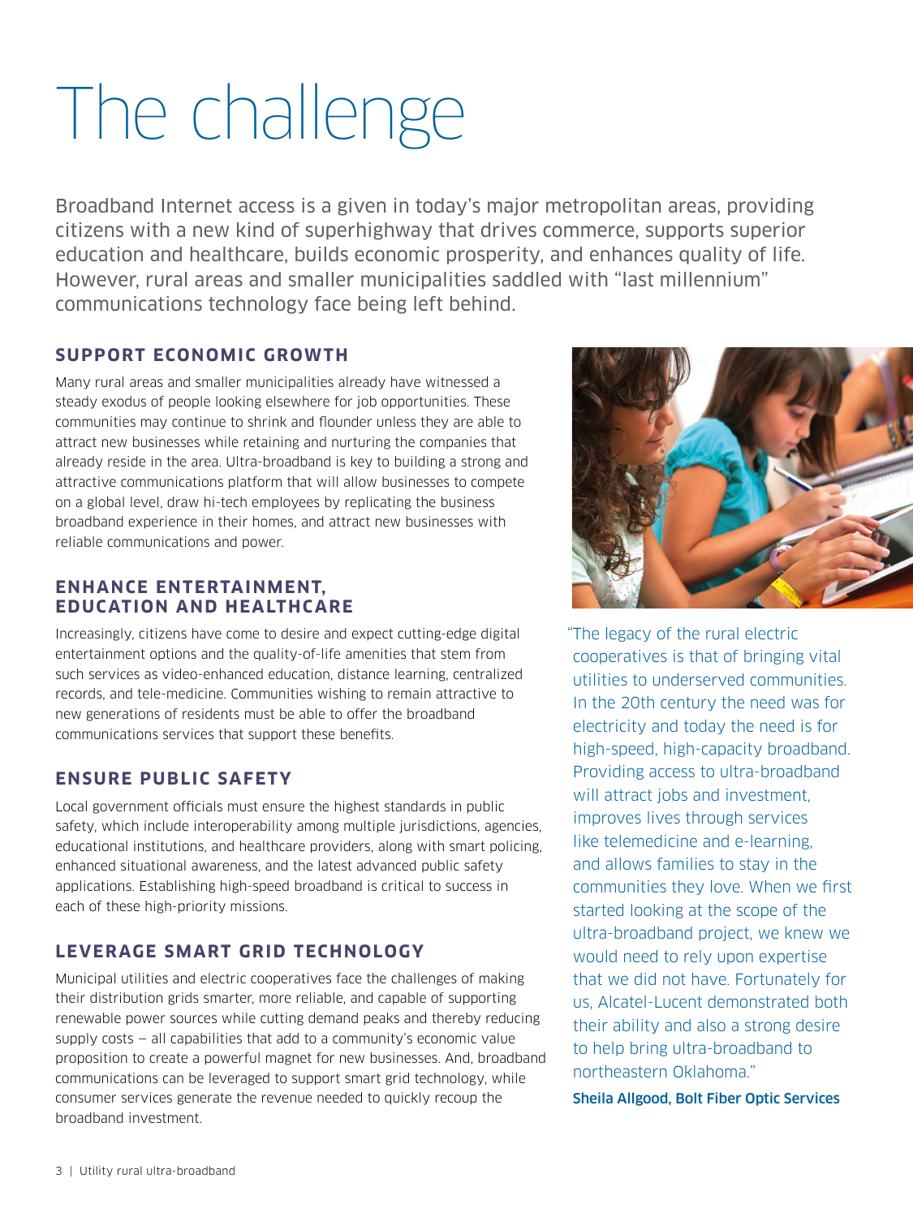# The challenge

Broadband Internet access is a given in today's major metropolitan areas, providing citizens with a new kind of superhighway that drives commerce, supports superior education and healthcare, builds economic prosperity, and enhances quality of life. However, rural areas and smaller municipalities saddled with "last millennium" communications technology face being left behind.

## SUPPORT ECONOMIC GROWTH

Many rural areas and smaller municipalities already have witnessed a steady exodus of people looking elsewhere for job opportunities. These communities may continue to shrink and flounder unless they are able to attract new businesses while retaining and nurturing the companies that already reside in the area. Ultra-broadband is key to building a strong and attractive communications platform that will allow businesses to compete on a global level, draw hi-tech employees by replicating the business broadband experience in their homes, and attract new businesses with reliable communications and power.

## ENHANCE ENTERTAINMENT, EDUCATION AND HEALTHCARE

Increasingly, citizens have come to desire and expect cutting-edge digital entertainment options and the quality-of-life amenities that stem from such services as video-enhanced education, distance learning, centralized records, and tele-medicine. Communities wishing to remain attractive to new generations of residents must be able to offer the broadband communications services that support these benefits.

## ENSURE PUBLIC SAFETY

Local government officials must ensure the highest standards in public safety, which include interoperability among multiple jurisdictions, agencies, educational institutions, and healthcare providers, along with smart policing, enhanced situational awareness, and the latest advanced public safety applications. Establishing high-speed broadband is critical to success in each of these high-priority missions.

## LEVERAGE SMART GRID TECHNOLOGY

Municipal utilities and electric cooperatives face the challenges of making their distribution grids smarter, more reliable, and capable of supporting renewable power sources while cutting demand peaks and thereby reducing supply costs — all capabilities that add to a community's economic value proposition to create a powerful magnet for new businesses. And, broadband communications can be leveraged to support smart grid technology, while consumer services generate the revenue needed to quickly recoup the broadband investment.

"The legacy of the rural electric cooperatives is that of bringing vital utilities to underserved communities. In the 20th century the need was for electricity and today the need is for high-speed, high-capacity broadband. Providing access to ultra-broadband will attract jobs and investment, improves lives through services like telemedicine and e-learning, and allows families to stay in the communities they love. When we first started looking at the scope of the ultra-broadband project, we knew we would need to rely upon expertise that we did not have. Fortunately for us, Alcatel-Lucent demonstrated both their ability and also a strong desire to help bring ultra-broadband to northeastern Oklahoma."

**Sheila Allgood, Bolt Fiber Optic Services**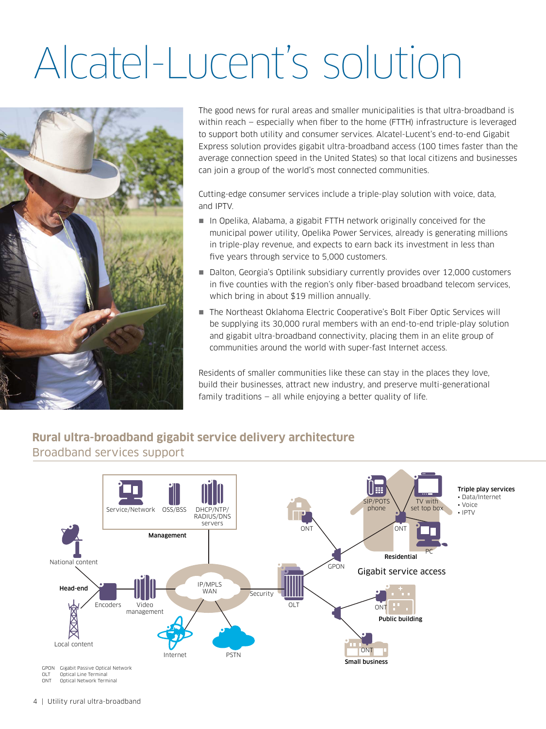# Alcatel-Lucent's solution

The good news for rural areas and smaller municipalities is that ultra-broadband is within reach – especially when fiber to the home (FTTH) infrastructure is leveraged to support both utility and consumer services. Alcatel-Lucent's end-to-end Gigabit Express solution provides gigabit ultra-broadband access (100 times faster than the average connection speed in the United States) so that local citizens and businesses can join a group of the world's most connected communities.

Cutting-edge consumer services include a triple-play solution with voice, data, and IPTV.

- In Opelika, Alabama, a gigabit FTTH network originally conceived for the municipal power utility, Opelika Power Services, already is generating millions in triple-play revenue, and expects to earn back its investment in less than five years through service to 5,000 customers.
- Dalton, Georgia's Optilink subsidiary currently provides over 12,000 customers in five counties with the region's only fiber-based broadband telecom services, which bring in about $19 million annually.
- The Northeast Oklahoma Electric Cooperative's Bolt Fiber Optic Services will be supplying its 30,000 rural members with an end-to-end triple-play solution and gigabit ultra-broadband connectivity, placing them in an elite group of communities around the world with super-fast Internet access.

Residents of smaller communities like these can stay in the places they love, build their businesses, attract new industry, and preserve multi-generational family traditions – all while enjoying a better quality of life.

## Rural ultra-broadband gigabit service delivery architecture

Broadband services support

Management: Service/Network, OSS/BSS, DHCP/NTP/RADIUS/DNS servers

Head-end: National content, Local content, Encoders, Video management

IP/MPLS WAN, Security, Internet, PSTN, OLT, GPON, ONT

Gigabit service access: Residential (SIP/POTS phone, TV with set top box, PC), Public building, Small business

Triple play services
- Data/Internet
- Voice
- IPTV

GPON Gigabit Passive Optical Network
OLT Optical Line Terminal
ONT Optical Network Terminal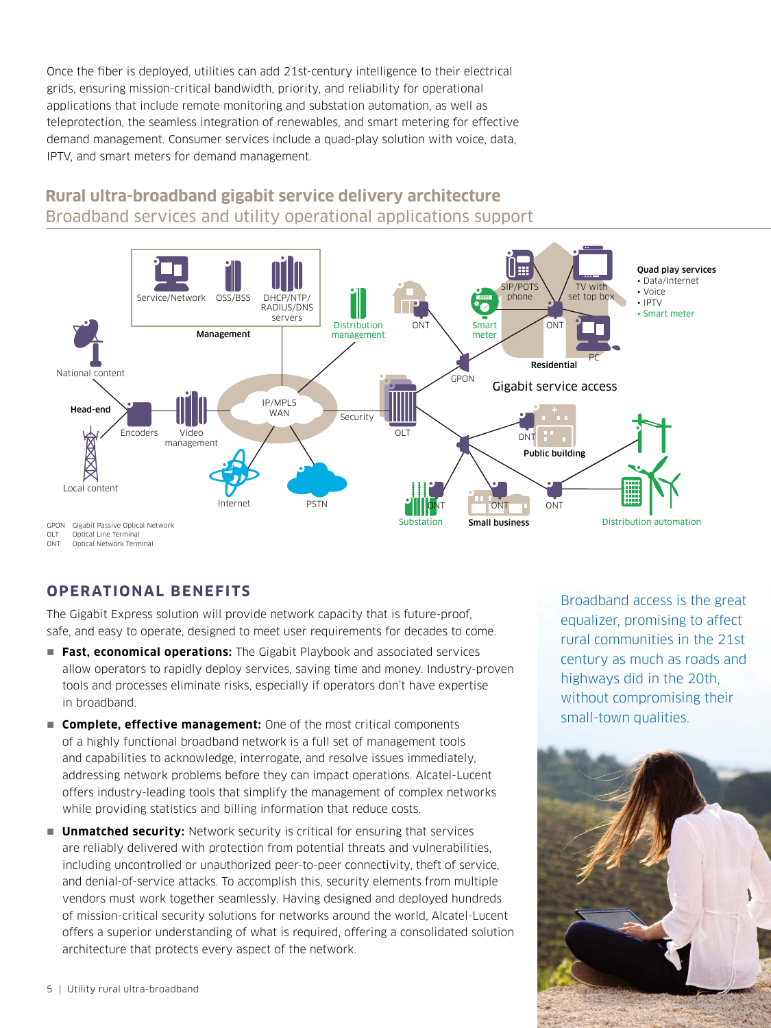Once the fiber is deployed, utilities can add 21st-century intelligence to their electrical grids, ensuring mission-critical bandwidth, priority, and reliability for operational applications that include remote monitoring and substation automation, as well as teleprotection, the seamless integration of renewables, and smart metering for effective demand management. Consumer services include a quad-play solution with voice, data, IPTV, and smart meters for demand management.

## Rural ultra-broadband gigabit service delivery architecture

Broadband services and utility operational applications support

GPON Gigabit Passive Optical Network
OLT Optical Line Terminal
ONT Optical Network Terminal

## OPERATIONAL BENEFITS

The Gigabit Express solution will provide network capacity that is future-proof, safe, and easy to operate, designed to meet user requirements for decades to come.

- **Fast, economical operations:** The Gigabit Playbook and associated services allow operators to rapidly deploy services, saving time and money. Industry-proven tools and processes eliminate risks, especially if operators don't have expertise in broadband.
- **Complete, effective management:** One of the most critical components of a highly functional broadband network is a full set of management tools and capabilities to acknowledge, interrogate, and resolve issues immediately, addressing network problems before they can impact operations. Alcatel-Lucent offers industry-leading tools that simplify the management of complex networks while providing statistics and billing information that reduce costs.
- **Unmatched security:** Network security is critical for ensuring that services are reliably delivered with protection from potential threats and vulnerabilities, including uncontrolled or unauthorized peer-to-peer connectivity, theft of service, and denial-of-service attacks. To accomplish this, security elements from multiple vendors must work together seamlessly. Having designed and deployed hundreds of mission-critical security solutions for networks around the world, Alcatel-Lucent offers a superior understanding of what is required, offering a consolidated solution architecture that protects every aspect of the network.

Broadband access is the great equalizer, promising to affect rural communities in the 21st century as much as roads and highways did in the 20th, without compromising their small-town qualities.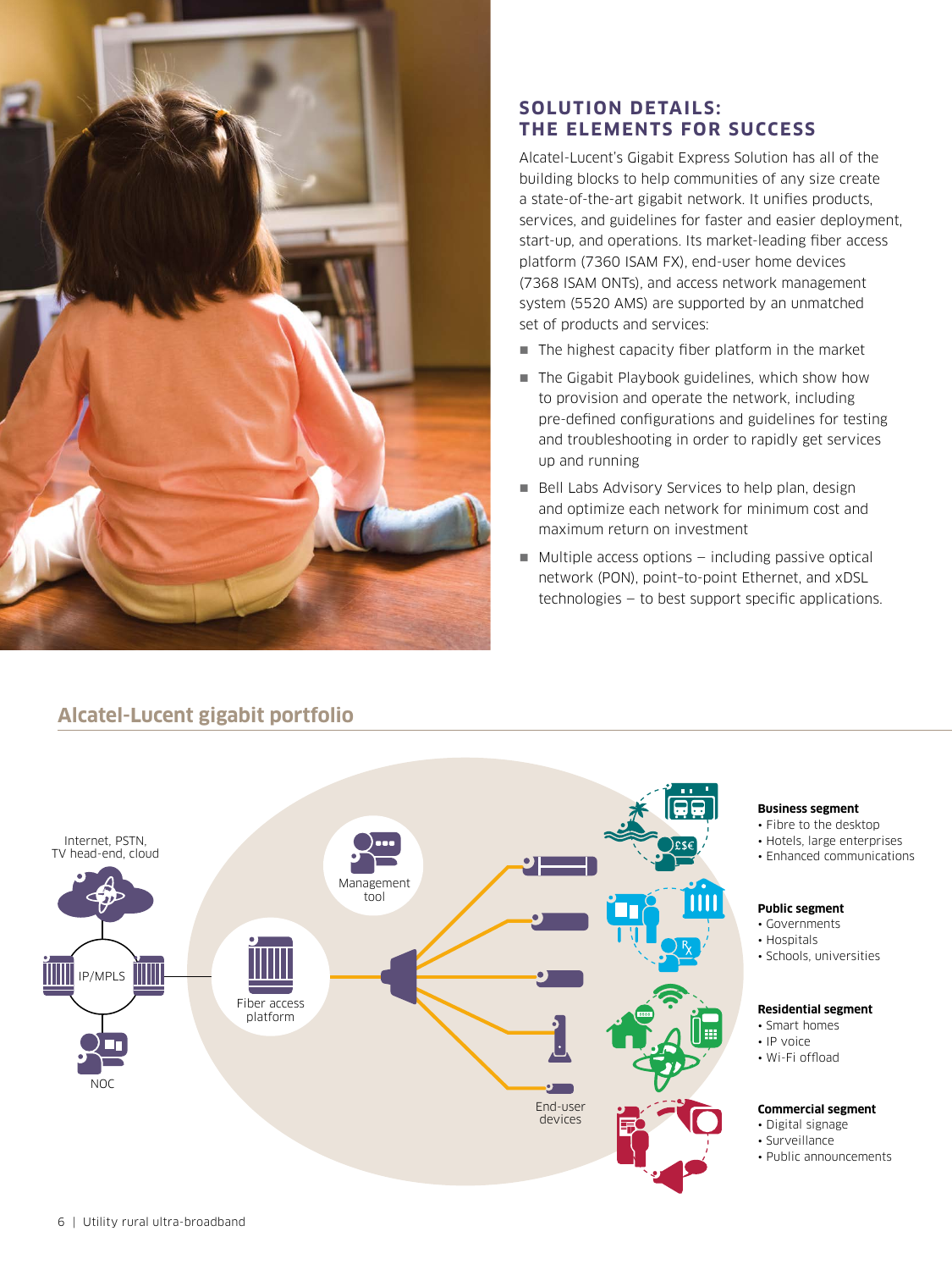## SOLUTION DETAILS: THE ELEMENTS FOR SUCCESS

Alcatel-Lucent's Gigabit Express Solution has all of the building blocks to help communities of any size create a state-of-the-art gigabit network. It unifies products, services, and guidelines for faster and easier deployment, start-up, and operations. Its market-leading fiber access platform (7360 ISAM FX), end-user home devices (7368 ISAM ONTs), and access network management system (5520 AMS) are supported by an unmatched set of products and services:

- The highest capacity fiber platform in the market
- The Gigabit Playbook guidelines, which show how to provision and operate the network, including pre-defined configurations and guidelines for testing and troubleshooting in order to rapidly get services up and running
- Bell Labs Advisory Services to help plan, design and optimize each network for minimum cost and maximum return on investment
- Multiple access options – including passive optical network (PON), point-to-point Ethernet, and xDSL technologies – to best support specific applications.

## Alcatel-Lucent gigabit portfolio

Internet, PSTN, TV head-end, cloud

IP/MPLS

NOC

Management tool

Fiber access platform

End-user devices

**Business segment**
- Fibre to the desktop
- Hotels, large enterprises
- Enhanced communications

**Public segment**
- Governments
- Hospitals
- Schools, universities

**Residential segment**
- Smart homes
- IP voice
- Wi-Fi offload

**Commercial segment**
- Digital signage
- Surveillance
- Public announcements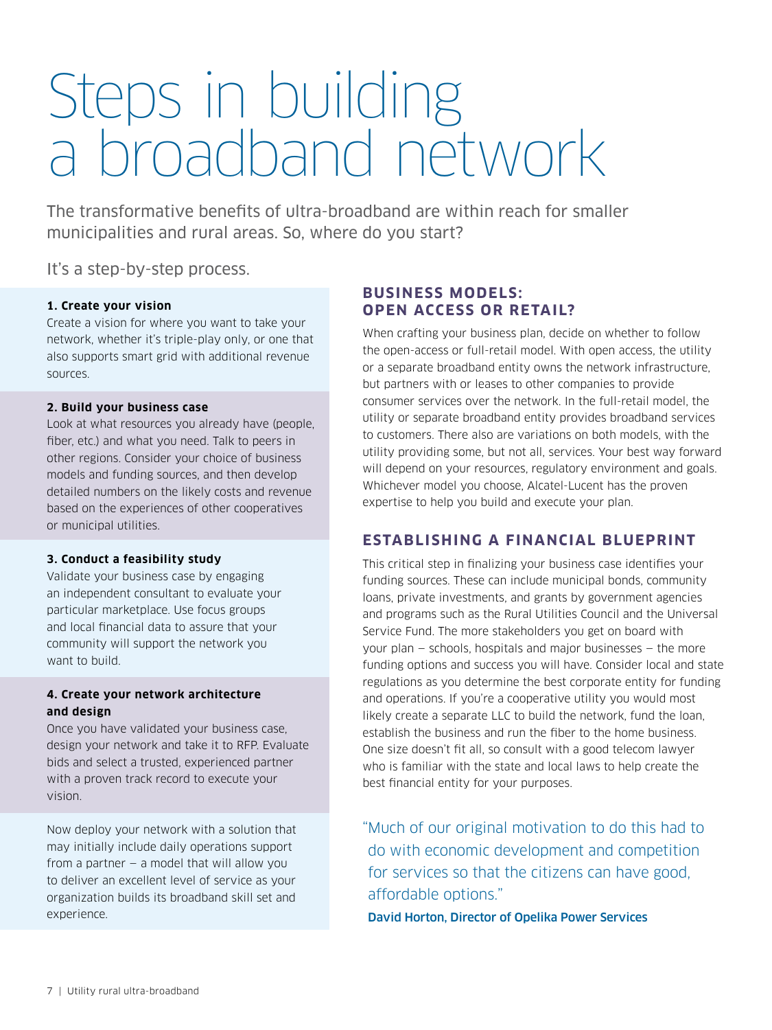# Steps in building a broadband network

The transformative benefits of ultra-broadband are within reach for smaller municipalities and rural areas. So, where do you start?

It's a step-by-step process.

**1. Create your vision**

Create a vision for where you want to take your network, whether it's triple-play only, or one that also supports smart grid with additional revenue sources.

**2. Build your business case**

Look at what resources you already have (people, fiber, etc.) and what you need. Talk to peers in other regions. Consider your choice of business models and funding sources, and then develop detailed numbers on the likely costs and revenue based on the experiences of other cooperatives or municipal utilities.

**3. Conduct a feasibility study**

Validate your business case by engaging an independent consultant to evaluate your particular marketplace. Use focus groups and local financial data to assure that your community will support the network you want to build.

**4. Create your network architecture and design**

Once you have validated your business case, design your network and take it to RFP. Evaluate bids and select a trusted, experienced partner with a proven track record to execute your vision.

Now deploy your network with a solution that may initially include daily operations support from a partner — a model that will allow you to deliver an excellent level of service as your organization builds its broadband skill set and experience.

## BUSINESS MODELS: OPEN ACCESS OR RETAIL?

When crafting your business plan, decide on whether to follow the open-access or full-retail model. With open access, the utility or a separate broadband entity owns the network infrastructure, but partners with or leases to other companies to provide consumer services over the network. In the full-retail model, the utility or separate broadband entity provides broadband services to customers. There also are variations on both models, with the utility providing some, but not all, services. Your best way forward will depend on your resources, regulatory environment and goals. Whichever model you choose, Alcatel-Lucent has the proven expertise to help you build and execute your plan.

## ESTABLISHING A FINANCIAL BLUEPRINT

This critical step in finalizing your business case identifies your funding sources. These can include municipal bonds, community loans, private investments, and grants by government agencies and programs such as the Rural Utilities Council and the Universal Service Fund. The more stakeholders you get on board with your plan — schools, hospitals and major businesses — the more funding options and success you will have. Consider local and state regulations as you determine the best corporate entity for funding and operations. If you're a cooperative utility you would most likely create a separate LLC to build the network, fund the loan, establish the business and run the fiber to the home business. One size doesn't fit all, so consult with a good telecom lawyer who is familiar with the state and local laws to help create the best financial entity for your purposes.

> "Much of our original motivation to do this had to do with economic development and competition for services so that the citizens can have good, affordable options."
>
> **David Horton, Director of Opelika Power Services**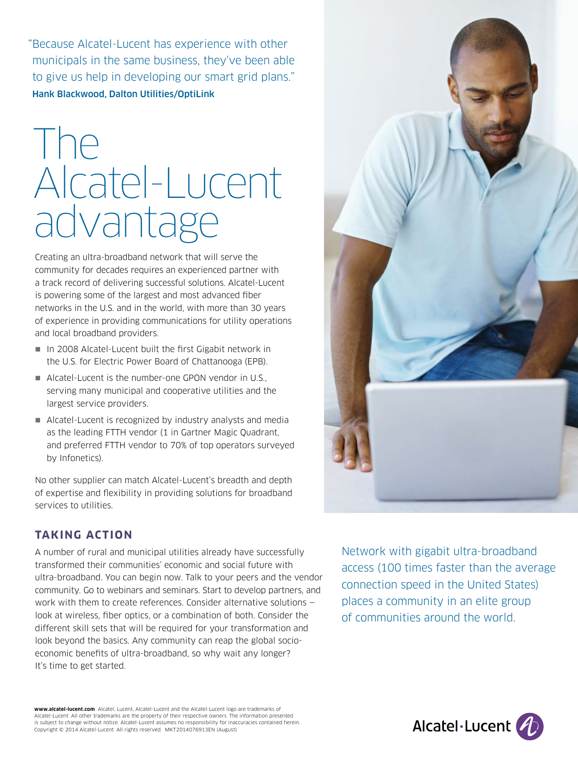"Because Alcatel-Lucent has experience with other municipals in the same business, they've been able to give us help in developing our smart grid plans."
**Hank Blackwood, Dalton Utilities/OptiLink**

# The Alcatel-Lucent advantage

Creating an ultra-broadband network that will serve the community for decades requires an experienced partner with a track record of delivering successful solutions. Alcatel-Lucent is powering some of the largest and most advanced fiber networks in the U.S. and in the world, with more than 30 years of experience in providing communications for utility operations and local broadband providers.

- In 2008 Alcatel-Lucent built the first Gigabit network in the U.S. for Electric Power Board of Chattanooga (EPB).
- Alcatel-Lucent is the number-one GPON vendor in U.S., serving many municipal and cooperative utilities and the largest service providers.
- Alcatel-Lucent is recognized by industry analysts and media as the leading FTTH vendor (1 in Gartner Magic Quadrant, and preferred FTTH vendor to 70% of top operators surveyed by Infonetics).

No other supplier can match Alcatel-Lucent's breadth and depth of expertise and flexibility in providing solutions for broadband services to utilities.

## TAKING ACTION

A number of rural and municipal utilities already have successfully transformed their communities' economic and social future with ultra-broadband. You can begin now. Talk to your peers and the vendor community. Go to webinars and seminars. Start to develop partners, and work with them to create references. Consider alternative solutions – look at wireless, fiber optics, or a combination of both. Consider the different skill sets that will be required for your transformation and look beyond the basics. Any community can reap the global socio-economic benefits of ultra-broadband, so why wait any longer? It's time to get started.

Network with gigabit ultra-broadband access (100 times faster than the average connection speed in the United States) places a community in an elite group of communities around the world.

**www.alcatel-lucent.com** Alcatel, Lucent, Alcatel-Lucent and the Alcatel-Lucent logo are trademarks of Alcatel-Lucent. All other trademarks are the property of their respective owners. The information presented is subject to change without notice. Alcatel-Lucent assumes no responsibility for inaccuracies contained herein. Copyright © 2014 Alcatel-Lucent. All rights reserved. MKT2014076913EN (August)

Alcatel·Lucent